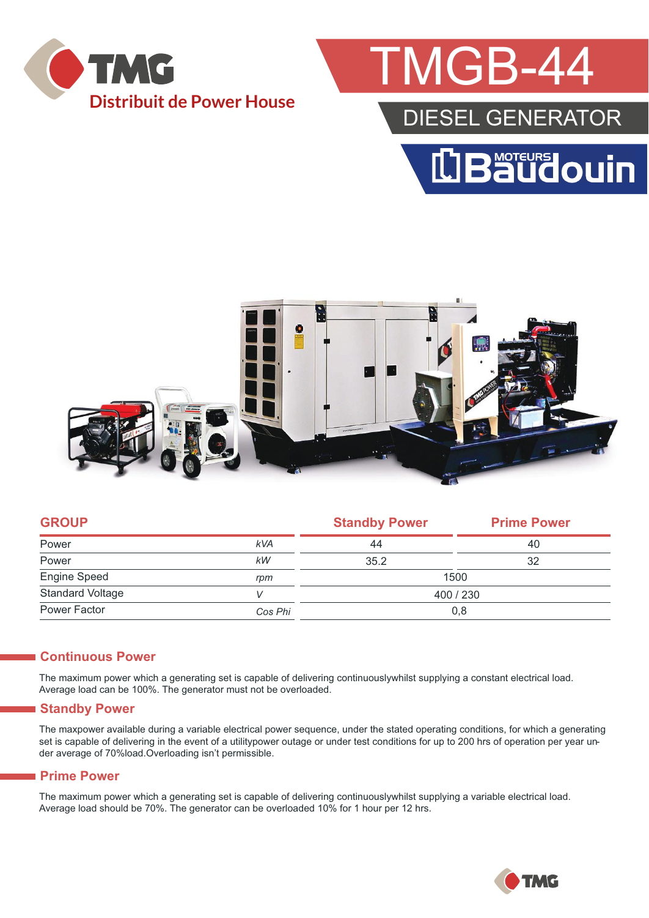TMG
Distribuit de Power House

# TMGB-44

## DIESEL GENERATOR

MOTEURS Baudouin

| GROUP | | Standby Power | Prime Power |
|---|---|---|---|
| Power | kVA | 44 | 40 |
| Power | kW | 35.2 | 32 |
| Engine Speed | rpm | 1500 | |
| Standard Voltage | V | 400 / 230 | |
| Power Factor | Cos Phi | 0,8 | |

## Continuous Power

The maximum power which a generating set is capable of delivering continuouslywhilst supplying a constant electrical load. Average load can be 100%. The generator must not be overloaded.

## Standby Power

The maxpower available during a variable electrical power sequence, under the stated operating conditions, for which a generating set is capable of delivering in the event of a utilitypower outage or under test conditions for up to 200 hrs of operation per year under average of 70%load.Overloading isn't permissible.

## Prime Power

The maximum power which a generating set is capable of delivering continuouslywhilst supplying a variable electrical load. Average load should be 70%. The generator can be overloaded 10% for 1 hour per 12 hrs.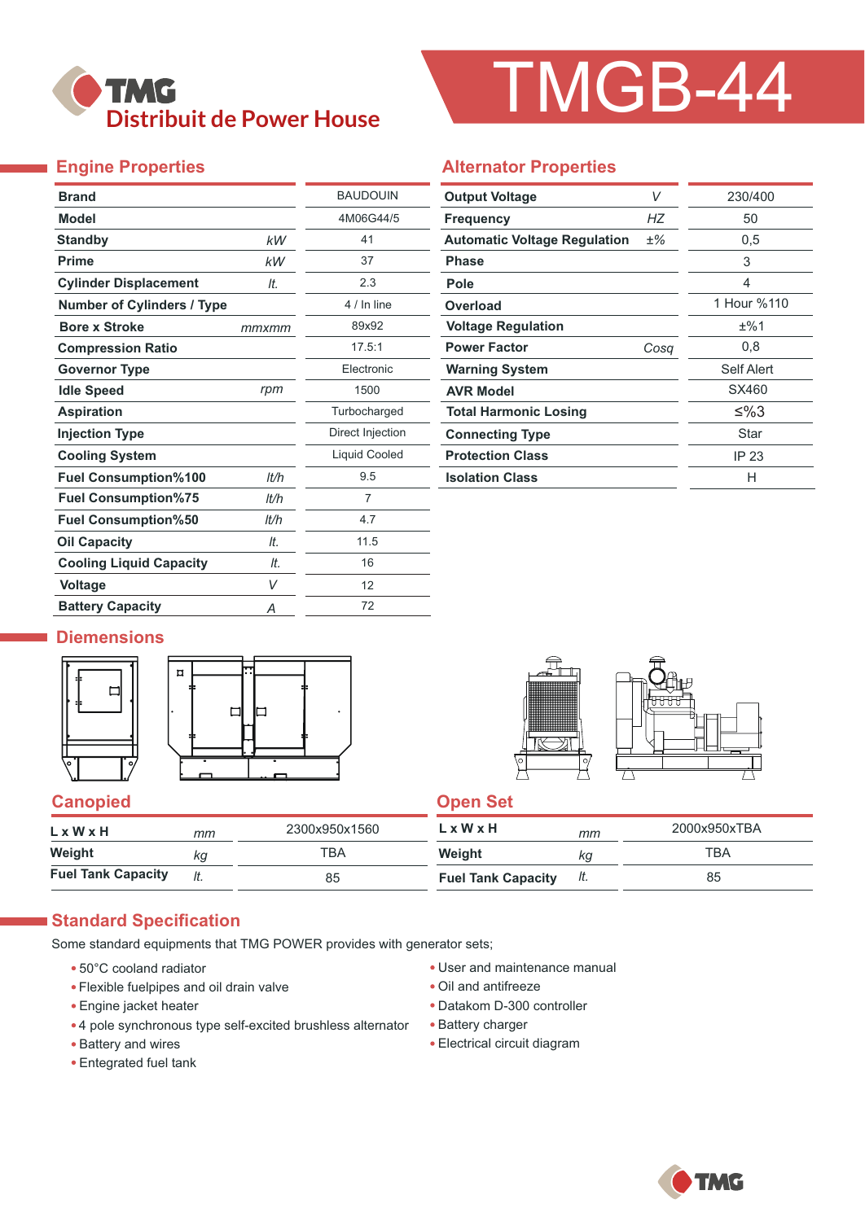TMG
Distribuit de Power House

# TMGB-44

## Engine Properties

| Property | Unit | Value |
|---|---|---|
| Brand | | BAUDOUIN |
| Model | | 4M06G44/5 |
| Standby | kW | 41 |
| Prime | kW | 37 |
| Cylinder Displacement | lt. | 2.3 |
| Number of Cylinders / Type | | 4 / In line |
| Bore x Stroke | mmxmm | 89x92 |
| Compression Ratio | | 17.5:1 |
| Governor Type | | Electronic |
| Idle Speed | rpm | 1500 |
| Aspiration | | Turbocharged |
| Injection Type | | Direct Injection |
| Cooling System | | Liquid Cooled |
| Fuel Consumption%100 | lt/h | 9.5 |
| Fuel Consumption%75 | lt/h | 7 |
| Fuel Consumption%50 | lt/h | 4.7 |
| Oil Capacity | lt. | 11.5 |
| Cooling Liquid Capacity | lt. | 16 |
| Voltage | V | 12 |
| Battery Capacity | A | 72 |

## Alternator Properties

| Property | Unit | Value |
|---|---|---|
| Output Voltage | V | 230/400 |
| Frequency | HZ | 50 |
| Automatic Voltage Regulation | ±% | 0,5 |
| Phase | | 3 |
| Pole | | 4 |
| Overload | | 1 Hour %110 |
| Voltage Regulation | | ±%1 |
| Power Factor | Cosq | 0,8 |
| Warning System | | Self Alert |
| AVR Model | | SX460 |
| Total Harmonic Losing | | ≤%3 |
| Connecting Type | | Star |
| Protection Class | | IP 23 |
| Isolation Class | | H |

## Diemensions

### Canopied

| | Unit | Value |
|---|---|---|
| L x W x H | mm | 2300x950x1560 |
| Weight | kg | TBA |
| Fuel Tank Capacity | lt. | 85 |

### Open Set

| | Unit | Value |
|---|---|---|
| L x W x H | mm | 2000x950xTBA |
| Weight | kg | TBA |
| Fuel Tank Capacity | lt. | 85 |

## Standard Specification

Some standard equipments that TMG POWER provides with generator sets;

- 50°C cooland radiator
- Flexible fuelpipes and oil drain valve
- Engine jacket heater
- 4 pole synchronous type self-excited brushless alternator
- Battery and wires
- Entegrated fuel tank
- User and maintenance manual
- Oil and antifreeze
- Datakom D-300 controller
- Battery charger
- Electrical circuit diagram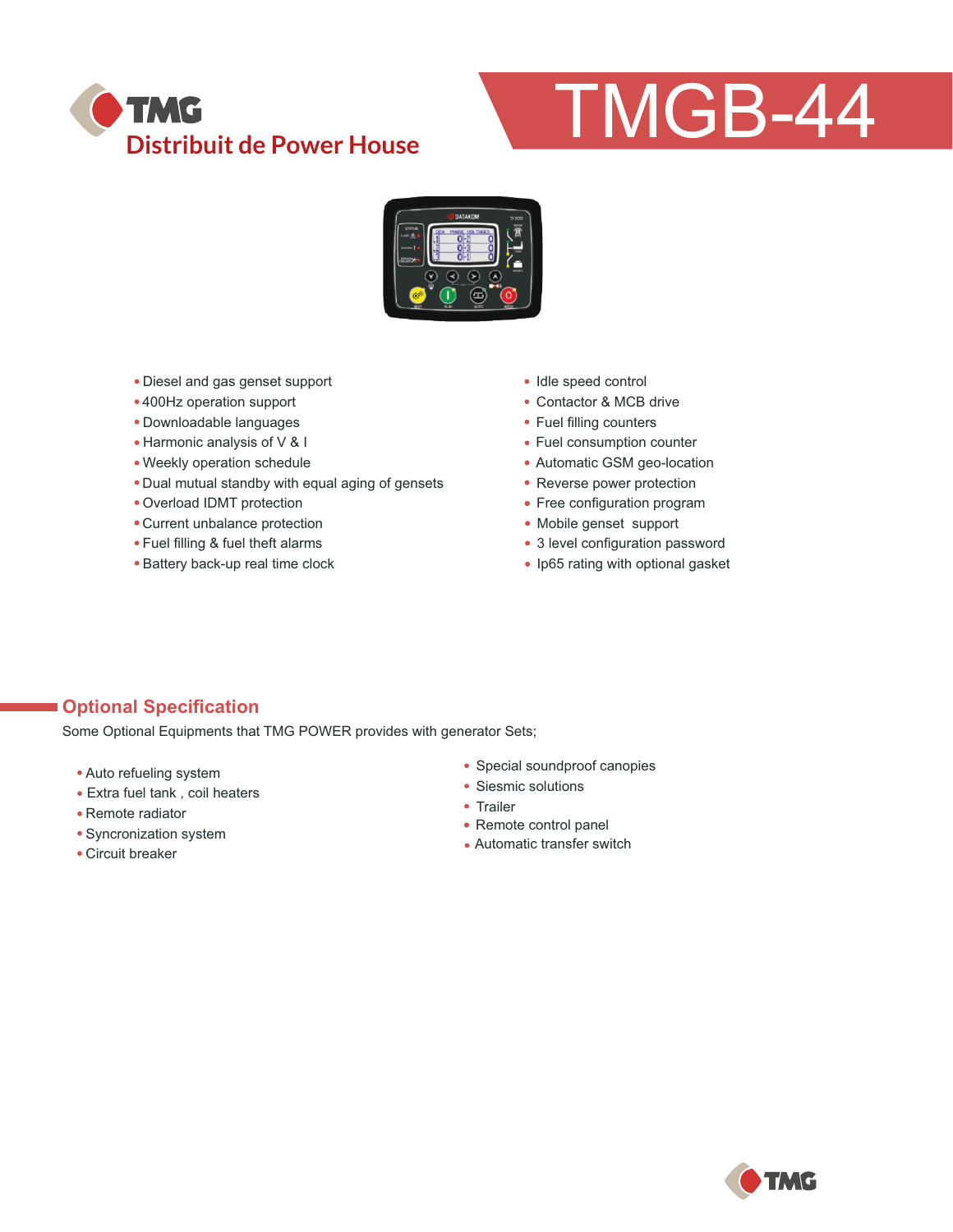TMG

Distribuit de Power House

# TMGB-44

- Diesel and gas genset support
- 400Hz operation support
- Downloadable languages
- Harmonic analysis of V & I
- Weekly operation schedule
- Dual mutual standby with equal aging of gensets
- Overload IDMT protection
- Current unbalance protection
- Fuel filling & fuel theft alarms
- Battery back-up real time clock
- Idle speed control
- Contactor & MCB drive
- Fuel filling counters
- Fuel consumption counter
- Automatic GSM geo-location
- Reverse power protection
- Free configuration program
- Mobile genset support
- 3 level configuration password
- Ip65 rating with optional gasket

## Optional Specification

Some Optional Equipments that TMG POWER provides with generator Sets;

- Auto refueling system
- Extra fuel tank , coil heaters
- Remote radiator
- Syncronization system
- Circuit breaker
- Special soundproof canopies
- Siesmic solutions
- Trailer
- Remote control panel
- Automatic transfer switch